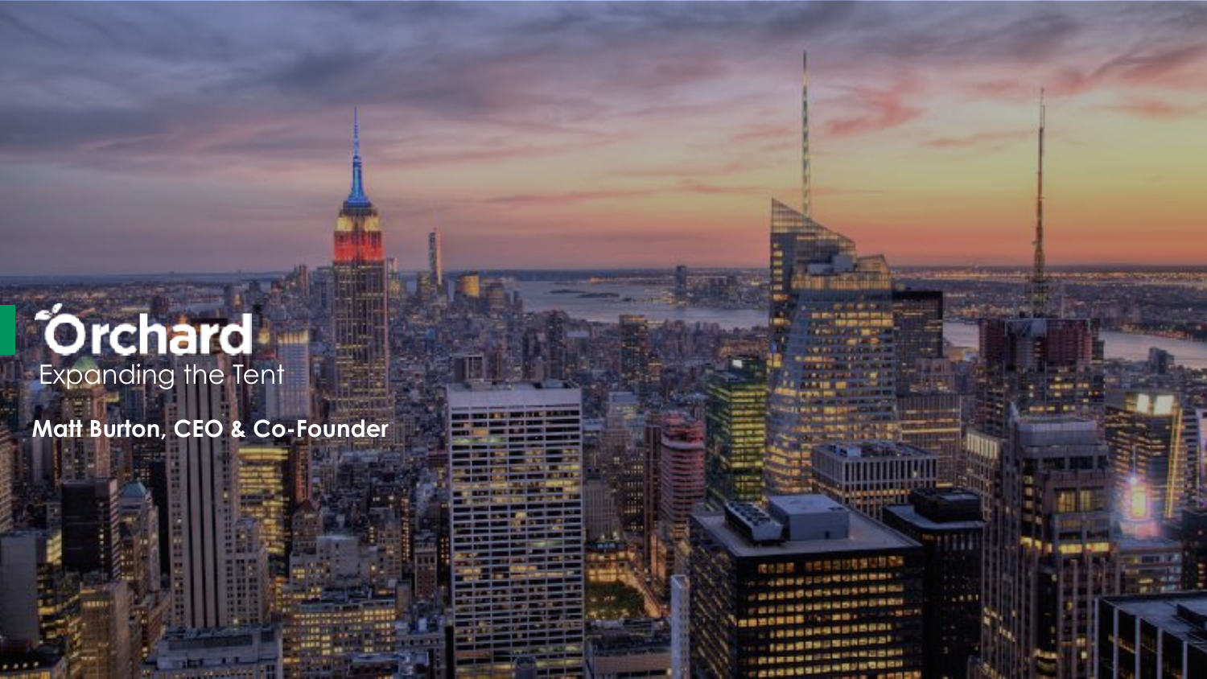# Orchard

Expanding the Tent

**Matt Burton, CEO & Co-Founder**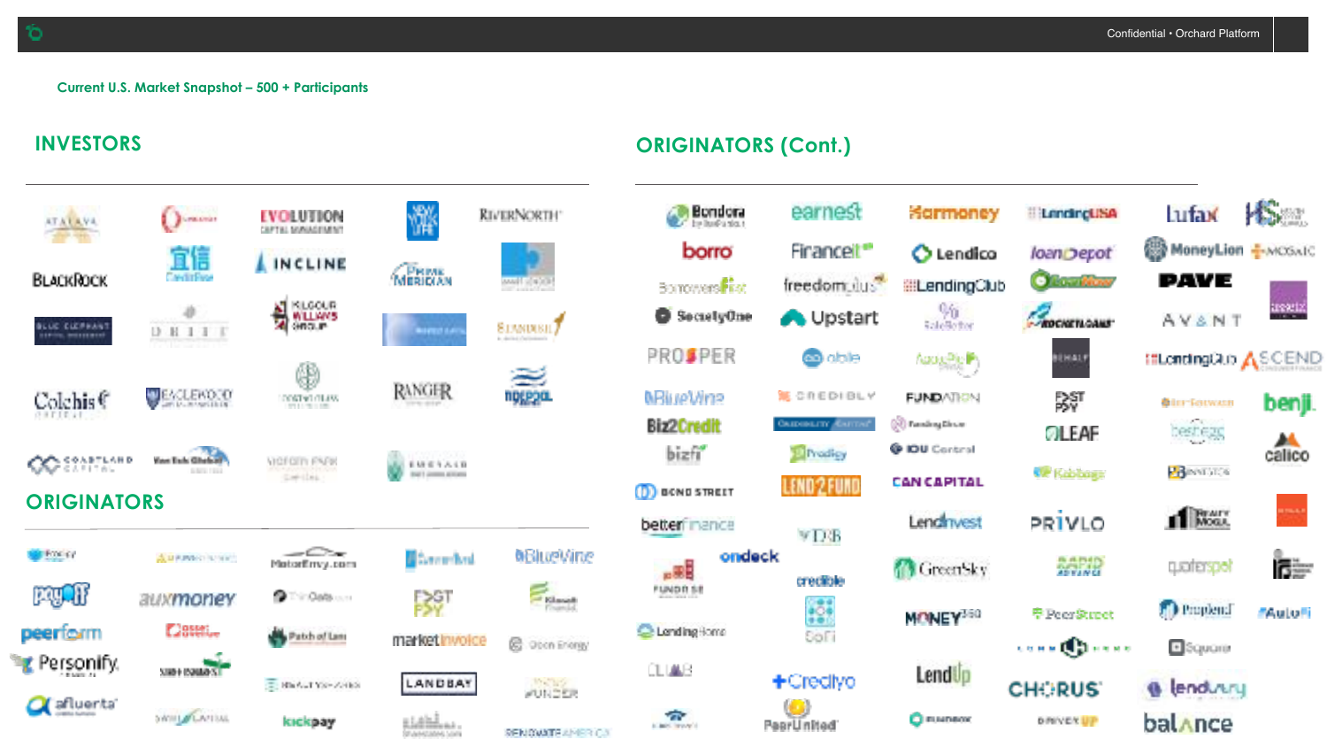Confidential • Orchard Platform

Current U.S. Market Snapshot – 500 + Participants

## INVESTORS

Atalaya, Arrow, Evolution Capital Management, New York Life, RiverNorth, CreditEase, Incline, Prime Meridian, BlackRock, Blue Elephant, Kilgour Williams Group, Colchis Capital, Eaglewood, Ranger, Norfolk, Coastland Capital, Van Eck Global, Emerald

## ORIGINATORS

Payoff, auxmoney, MotorEasy.com, FastPay, BlueVine, peerform, The Oats, Patch of Land, marketinvoice, Personify, Landbay, afluerta, kickpay

## ORIGINATORS (Cont.)

Bondora, earnest, Harmony, LendingUSA, Lufax, borro, Financeit, Lendico, loanDepot, MoneyLion, Mosaic, BorrowersFirst, freedomplus, LendingClub, Pave, SecurityOne, Upstart, RocketLoans, AVANT, PROSPER, able, LendingClub, Ascend, BlueVine, Credibly, Fundation, FastPay, benji, Biz2Credit, OLEAF, calico, bizfi, Prodigy, IOU Central, Kabbage, Bond Street, Lend2Fund, Can Capital, betterfinance, Lendinvest, PRIVLO, ondeck, credible, GreenSky, Rapid Advance, Lending Home, SoFi, MONEY360, PeerStreet, Prosper, AutoFi, Square, Credityo, LendUp, CHORUS, lendvury, PeerUnited, DriverUp, balance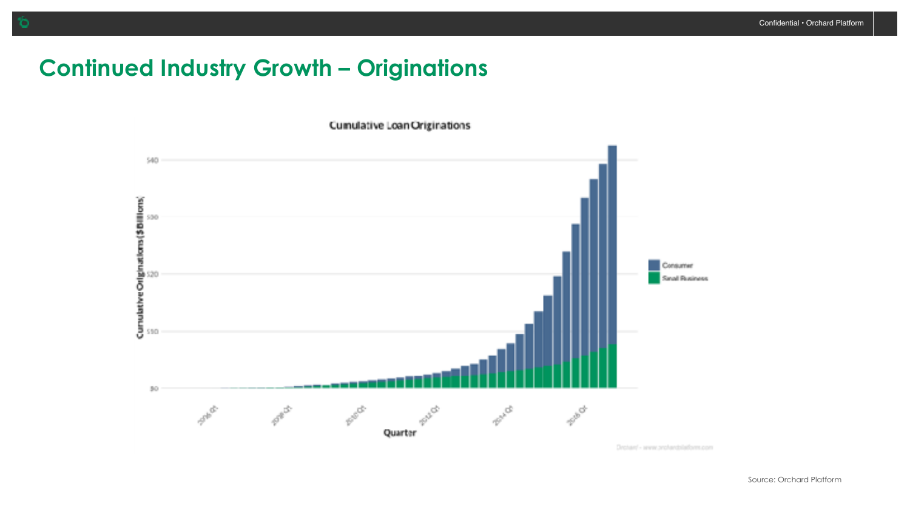# Continued Industry Growth – Originations

**Cumulative Loan Originations**

Cumulative Originations ($ Billions)

$40
$30
$20
$10
$0

Quarter

2006 Q1, 2008 Q1, 2010 Q1, 2012 Q1, 2014 Q1, 2016 Q1

Consumer
Small Business

Orchard - www.orchardplatform.com

Source: Orchard Platform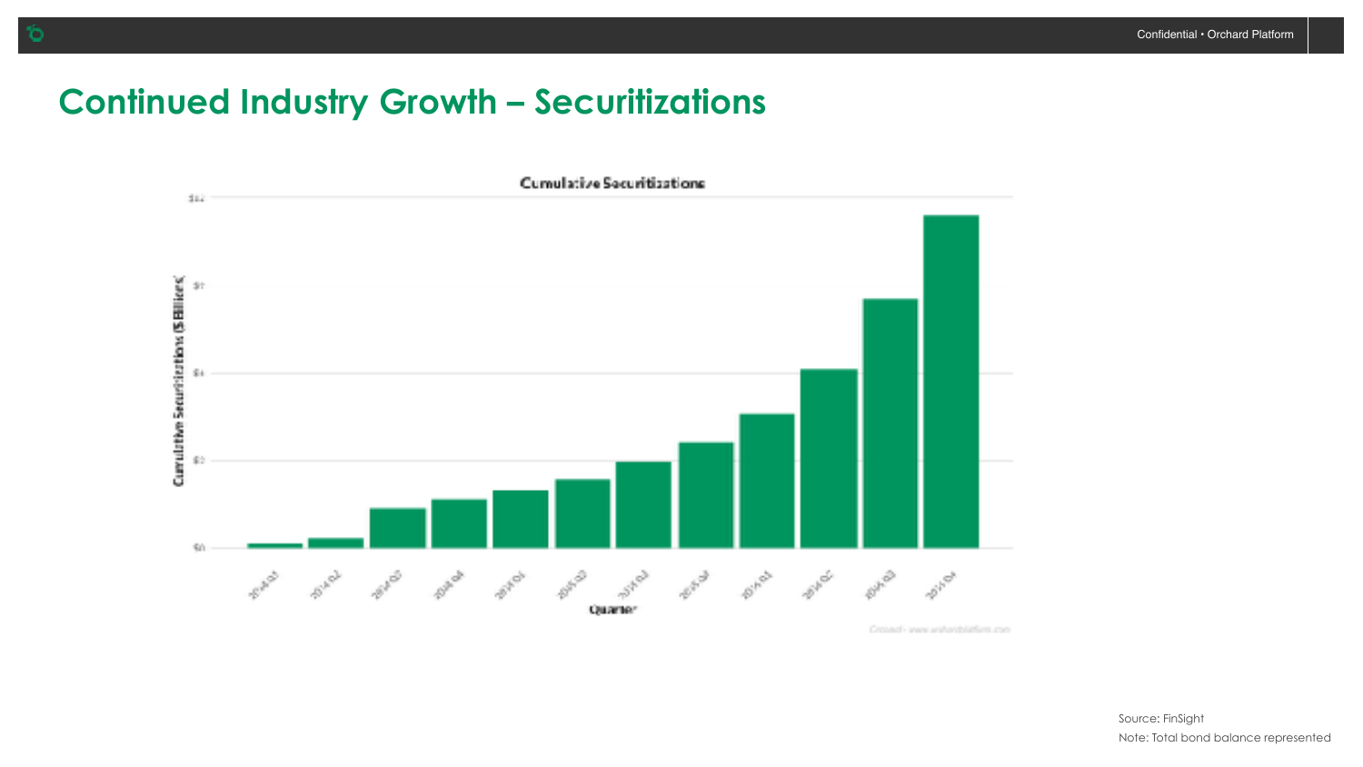# Continued Industry Growth – Securitizations

Cumulative Securitizations

Source: FinSight

Note: Total bond balance represented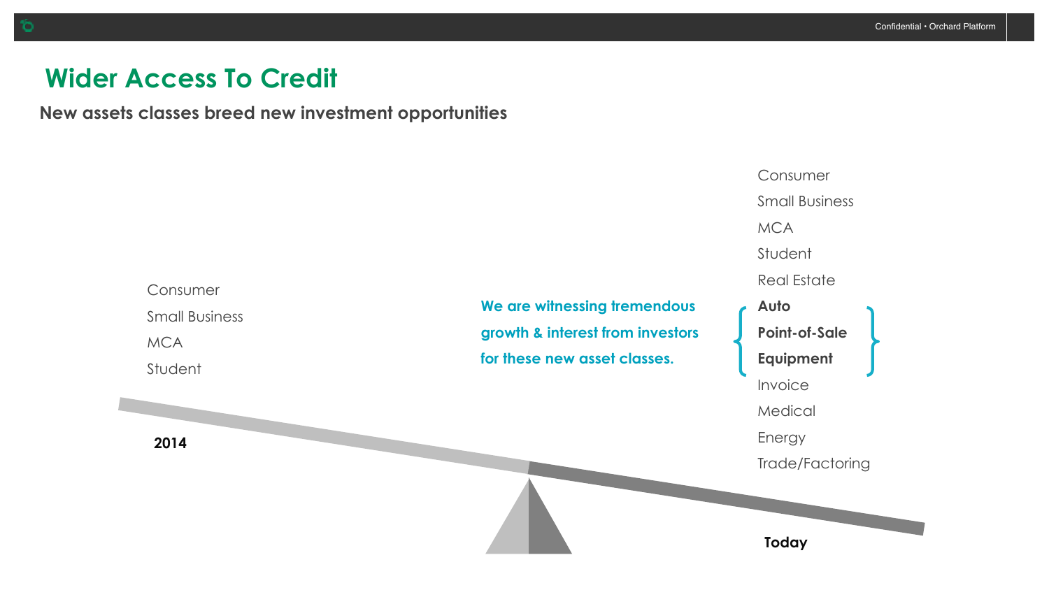# Wider Access To Credit

**New assets classes breed new investment opportunities**

**2014**

- Consumer
- Small Business
- MCA
- Student

**We are witnessing tremendous growth & interest from investors for these new asset classes.**

**Today**

- Consumer
- Small Business
- MCA
- Student
- Real Estate
- **Auto**
- **Point-of-Sale**
- **Equipment**
- Invoice
- Medical
- Energy
- Trade/Factoring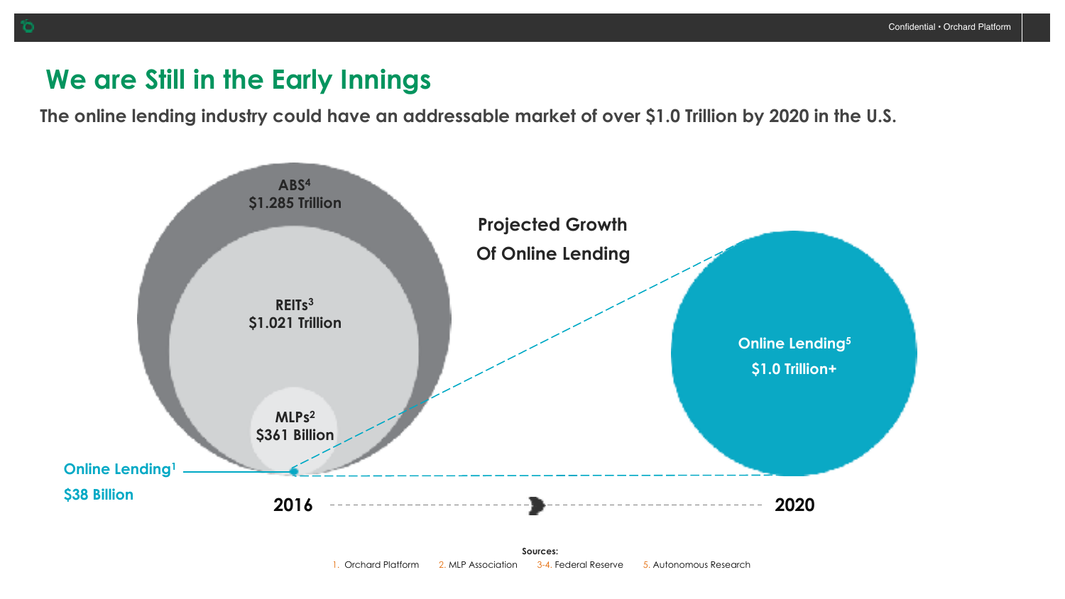# We are Still in the Early Innings

**The online lending industry could have an addressable market of over $1.0 Trillion by 2020 in the U.S.**

ABS[4]
$1.285 Trillion

REITs[3]
$1.021 Trillion

MLPs[2]
$361 Billion

Online Lending[1]
$38 Billion

Projected Growth Of Online Lending

Online Lending[5]
$1.0 Trillion+

2016 → 2020

**Sources:**
1. Orchard Platform 2. MLP Association 3-4. Federal Reserve 5. Autonomous Research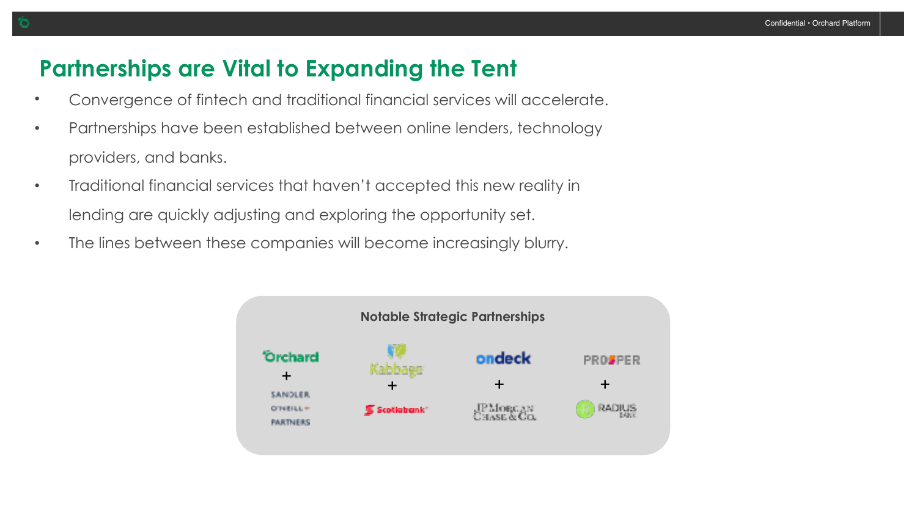# Partnerships are Vital to Expanding the Tent

- Convergence of fintech and traditional financial services will accelerate.
- Partnerships have been established between online lenders, technology providers, and banks.
- Traditional financial services that haven't accepted this new reality in lending are quickly adjusting and exploring the opportunity set.
- The lines between these companies will become increasingly blurry.

**Notable Strategic Partnerships**

- Orchard + Sandler O'Neill + Partners
- Kabbage + Scotiabank
- OnDeck + JPMorgan Chase & Co.
- Prosper + Radius Bank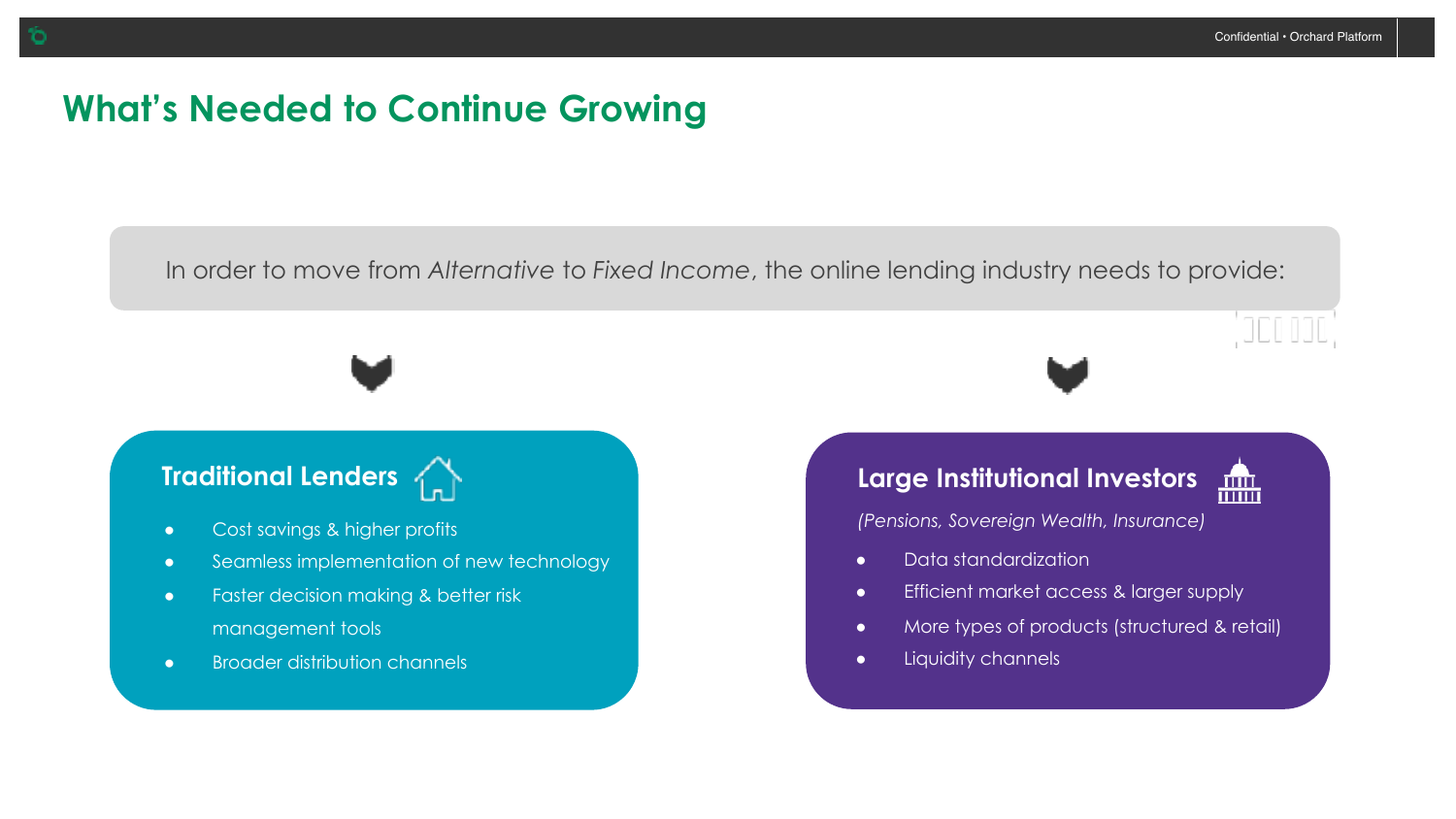# What's Needed to Continue Growing

In order to move from *Alternative* to *Fixed Income*, the online lending industry needs to provide:

## Traditional Lenders

- Cost savings & higher profits
- Seamless implementation of new technology
- Faster decision making & better risk management tools
- Broader distribution channels

## Large Institutional Investors

*(Pensions, Sovereign Wealth, Insurance)*

- Data standardization
- Efficient market access & larger supply
- More types of products (structured & retail)
- Liquidity channels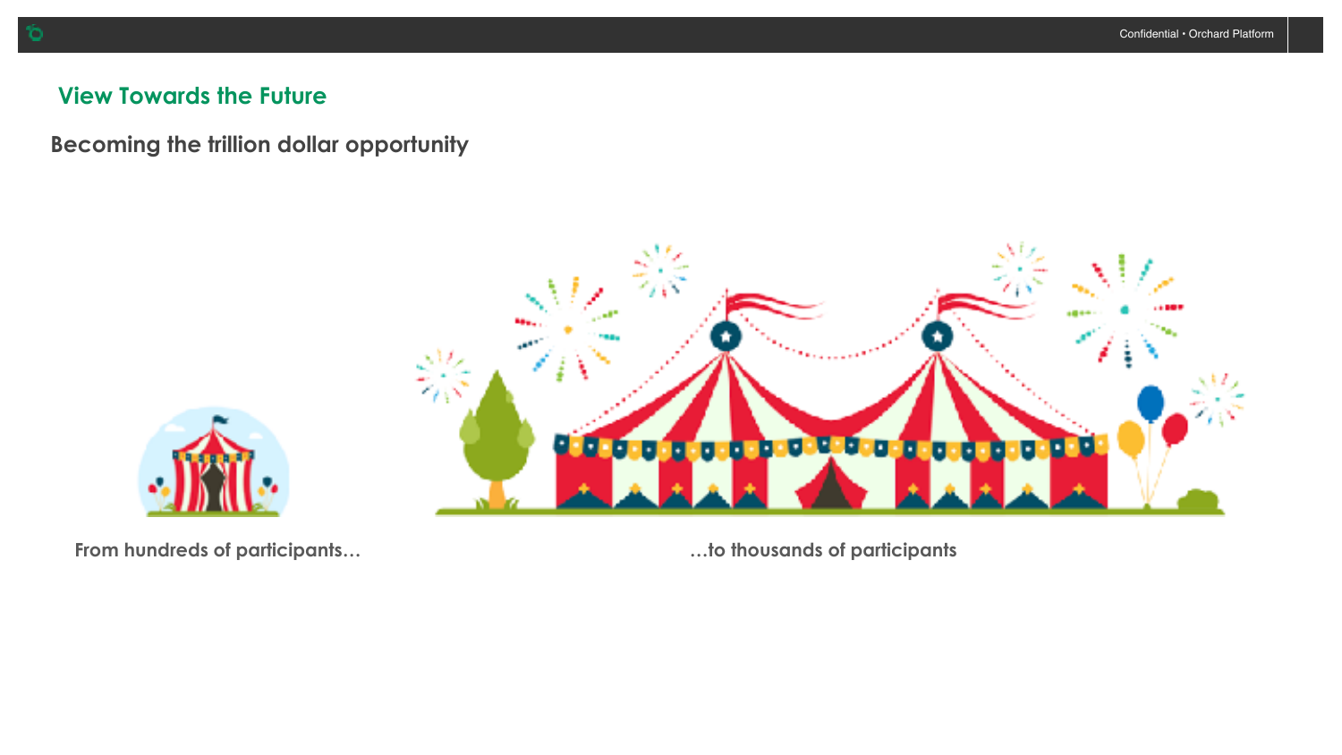## View Towards the Future

### Becoming the trillion dollar opportunity

From hundreds of participants…

…to thousands of participants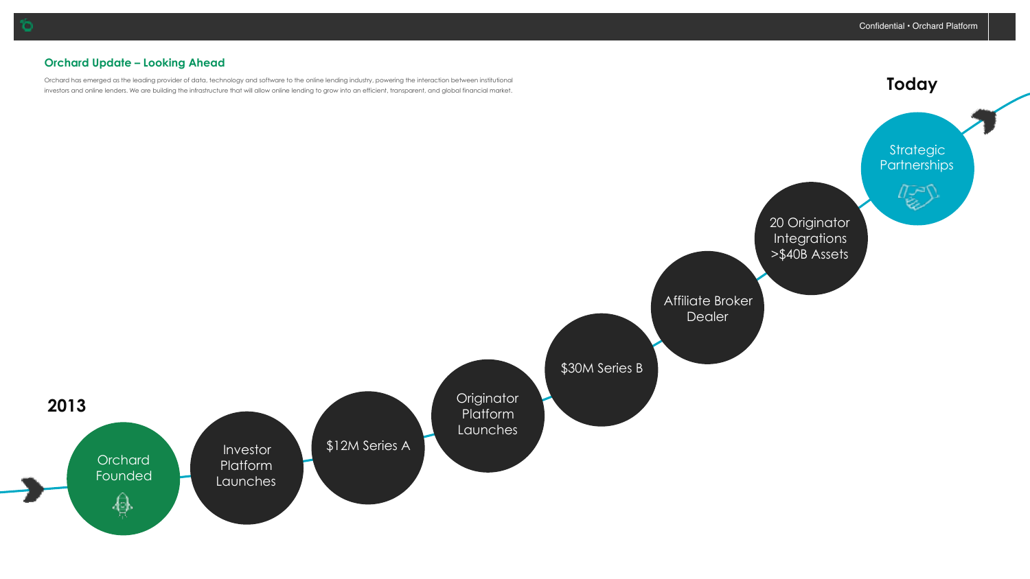## Orchard Update – Looking Ahead

Orchard has emerged as the leading provider of data, technology and software to the online lending industry, powering the interaction between institutional investors and online lenders. We are building the infrastructure that will allow online lending to grow into an efficient, transparent, and global financial market.

**2013**

- Orchard Founded
- Investor Platform Launches
- $12M Series A
- Originator Platform Launches
- $30M Series B
- Affiliate Broker Dealer
- 20 Originator Integrations >$40B Assets
- Strategic Partnerships

**Today**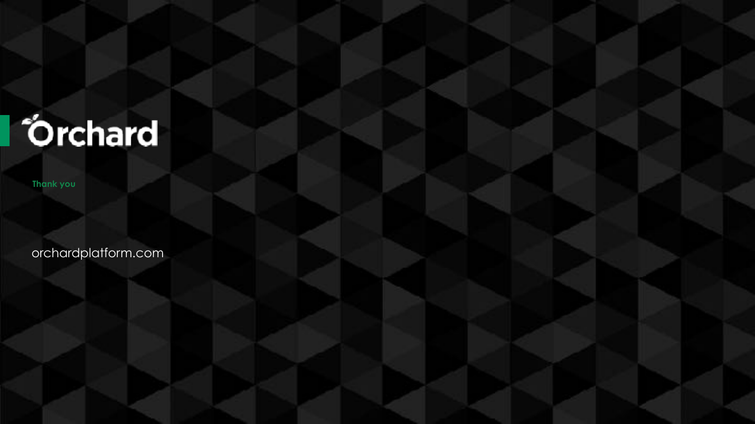# Orchard

Thank you

orchardplatform.com